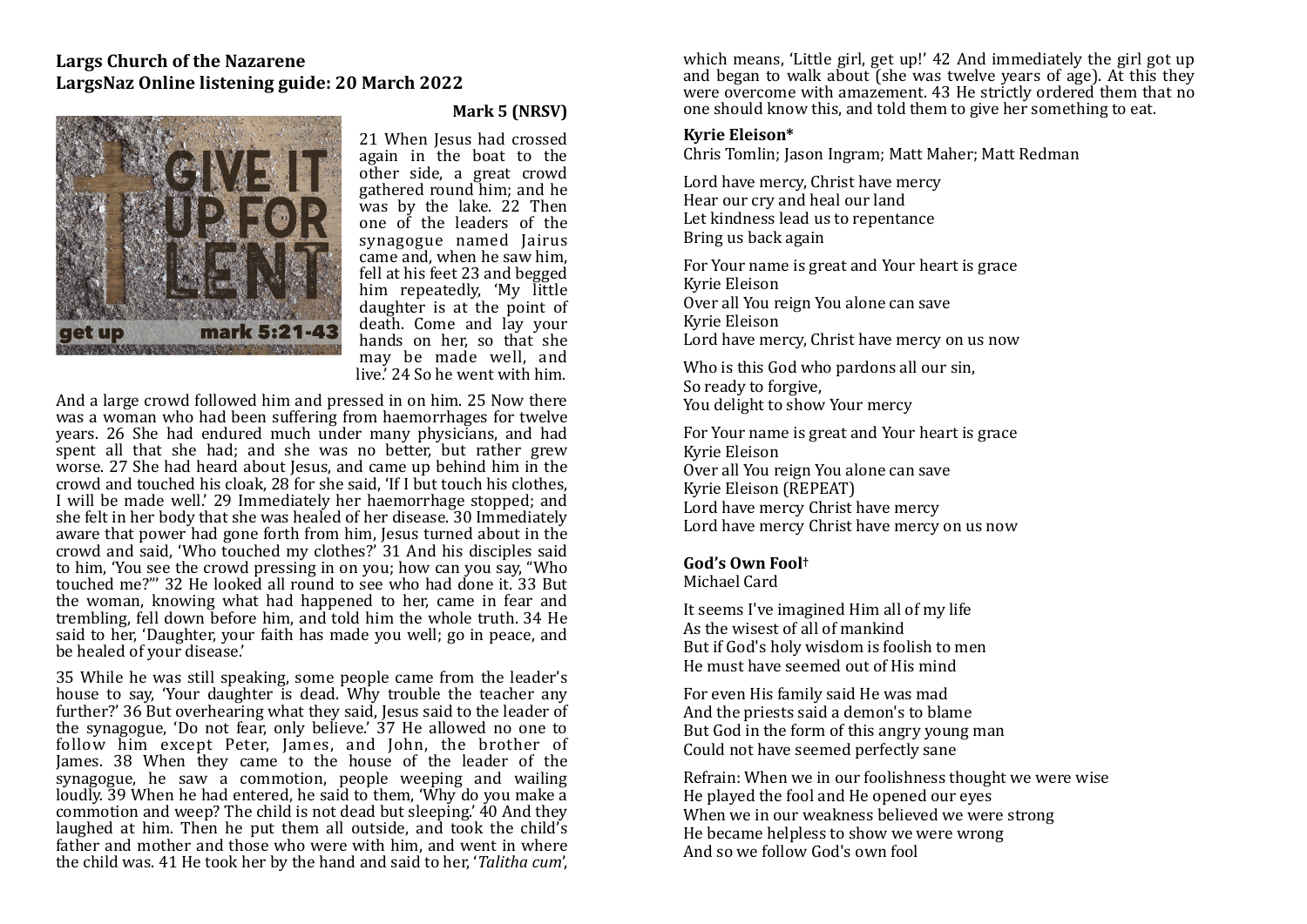**Largs Church of the Nazarene**
**LargsNaz Online listening guide: 20 March 2022**

**Mark 5 (NRSV)**

21 When Jesus had crossed again in the boat to the other side, a great crowd gathered round him; and he was by the lake. 22 Then one of the leaders of the synagogue named Jairus came and, when he saw him, fell at his feet 23 and begged him repeatedly, 'My little daughter is at the point of death. Come and lay your hands on her, so that she may be made well, and live.' 24 So he went with him.

And a large crowd followed him and pressed in on him. 25 Now there was a woman who had been suffering from haemorrhages for twelve years. 26 She had endured much under many physicians, and had spent all that she had; and she was no better, but rather grew worse. 27 She had heard about Jesus, and came up behind him in the crowd and touched his cloak, 28 for she said, 'If I but touch his clothes, I will be made well.' 29 Immediately her haemorrhage stopped; and she felt in her body that she was healed of her disease. 30 Immediately aware that power had gone forth from him, Jesus turned about in the crowd and said, 'Who touched my clothes?' 31 And his disciples said to him, 'You see the crowd pressing in on you; how can you say, "Who touched me?"' 32 He looked all round to see who had done it. 33 But the woman, knowing what had happened to her, came in fear and trembling, fell down before him, and told him the whole truth. 34 He said to her, 'Daughter, your faith has made you well; go in peace, and be healed of your disease.'

35 While he was still speaking, some people came from the leader's house to say, 'Your daughter is dead. Why trouble the teacher any further?' 36 But overhearing what they said, Jesus said to the leader of the synagogue, 'Do not fear, only believe.' 37 He allowed no one to follow him except Peter, James, and John, the brother of James. 38 When they came to the house of the leader of the synagogue, he saw a commotion, people weeping and wailing loudly. 39 When he had entered, he said to them, 'Why do you make a commotion and weep? The child is not dead but sleeping.' 40 And they laughed at him. Then he put them all outside, and took the child's father and mother and those who were with him, and went in where the child was. 41 He took her by the hand and said to her, '*Talitha cum*', which means, 'Little girl, get up!' 42 And immediately the girl got up and began to walk about (she was twelve years of age). At this they were overcome with amazement. 43 He strictly ordered them that no one should know this, and told them to give her something to eat.

**Kyrie Eleison***
Chris Tomlin; Jason Ingram; Matt Maher; Matt Redman

Lord have mercy, Christ have mercy
Hear our cry and heal our land
Let kindness lead us to repentance
Bring us back again

For Your name is great and Your heart is grace
Kyrie Eleison
Over all You reign You alone can save
Kyrie Eleison
Lord have mercy, Christ have mercy on us now

Who is this God who pardons all our sin,
So ready to forgive,
You delight to show Your mercy

For Your name is great and Your heart is grace
Kyrie Eleison
Over all You reign You alone can save
Kyrie Eleison (REPEAT)
Lord have mercy Christ have mercy
Lord have mercy Christ have mercy on us now

**God's Own Fool†**
Michael Card

It seems I've imagined Him all of my life
As the wisest of all of mankind
But if God's holy wisdom is foolish to men
He must have seemed out of His mind

For even His family said He was mad
And the priests said a demon's to blame
But God in the form of this angry young man
Could not have seemed perfectly sane

Refrain: When we in our foolishness thought we were wise
He played the fool and He opened our eyes
When we in our weakness believed we were strong
He became helpless to show we were wrong
And so we follow God's own fool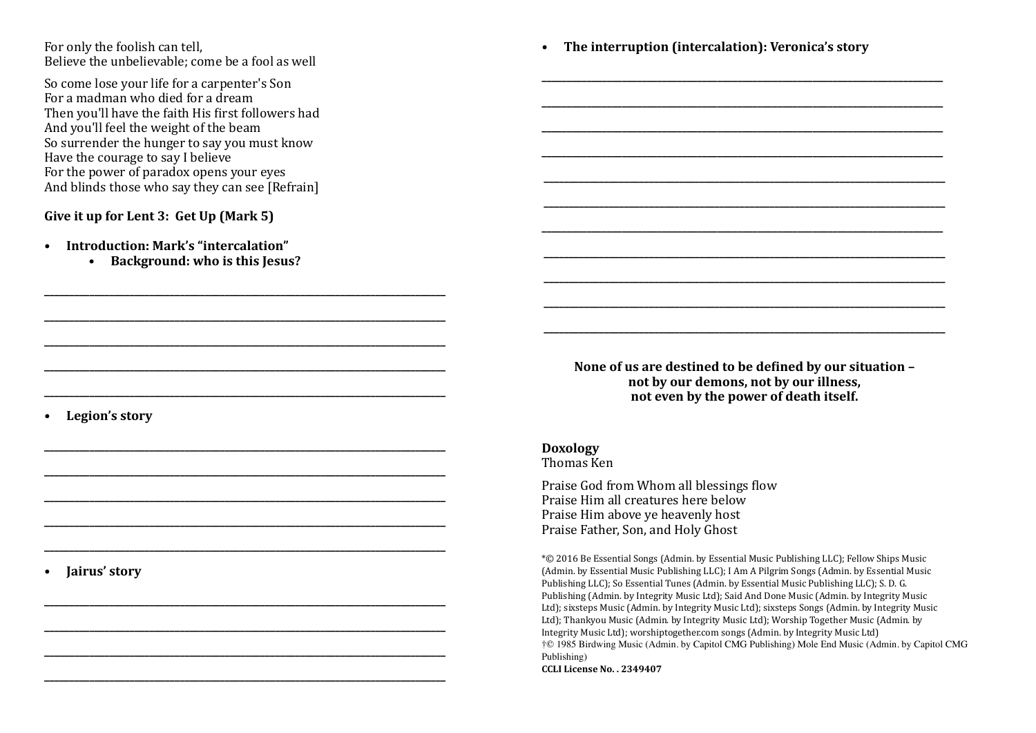For only the foolish can tell,
Believe the unbelievable; come be a fool as well

So come lose your life for a carpenter's Son
For a madman who died for a dream
Then you'll have the faith His first followers had
And you'll feel the weight of the beam
So surrender the hunger to say you must know
Have the courage to say I believe
For the power of paradox opens your eyes
And blinds those who say they can see [Refrain]

**Give it up for Lent 3: Get Up (Mark 5)**

- **Introduction: Mark's "intercalation"**
    - **Background: who is this Jesus?**

_______________________________________________

_______________________________________________

_______________________________________________

_______________________________________________

_______________________________________________

- **Legion's story**

_______________________________________________

_______________________________________________

_______________________________________________

_______________________________________________

_______________________________________________

- **Jairus' story**

_______________________________________________

_______________________________________________

_______________________________________________

_______________________________________________

- **The interruption (intercalation): Veronica's story**

_______________________________________________

_______________________________________________

_______________________________________________

_______________________________________________

_______________________________________________

_______________________________________________

_______________________________________________

_______________________________________________

_______________________________________________

_______________________________________________

_______________________________________________

**None of us are destined to be defined by our situation – not by our demons, not by our illness, not even by the power of death itself.**

**Doxology**
Thomas Ken

Praise God from Whom all blessings flow
Praise Him all creatures here below
Praise Him above ye heavenly host
Praise Father, Son, and Holy Ghost

*© 2016 Be Essential Songs (Admin. by Essential Music Publishing LLC); Fellow Ships Music (Admin. by Essential Music Publishing LLC); I Am A Pilgrim Songs (Admin. by Essential Music Publishing LLC); So Essential Tunes (Admin. by Essential Music Publishing LLC); S. D. G. Publishing (Admin. by Integrity Music Ltd); Said And Done Music (Admin. by Integrity Music Ltd); sixsteps Music (Admin. by Integrity Music Ltd); sixsteps Songs (Admin. by Integrity Music Ltd); Thankyou Music (Admin. by Integrity Music Ltd); Worship Together Music (Admin. by Integrity Music Ltd); worshiptogether.com songs (Admin. by Integrity Music Ltd)
†© 1985 Birdwing Music (Admin. by Capitol CMG Publishing) Mole End Music (Admin. by Capitol CMG Publishing)
**CCLI License No. . 2349407**